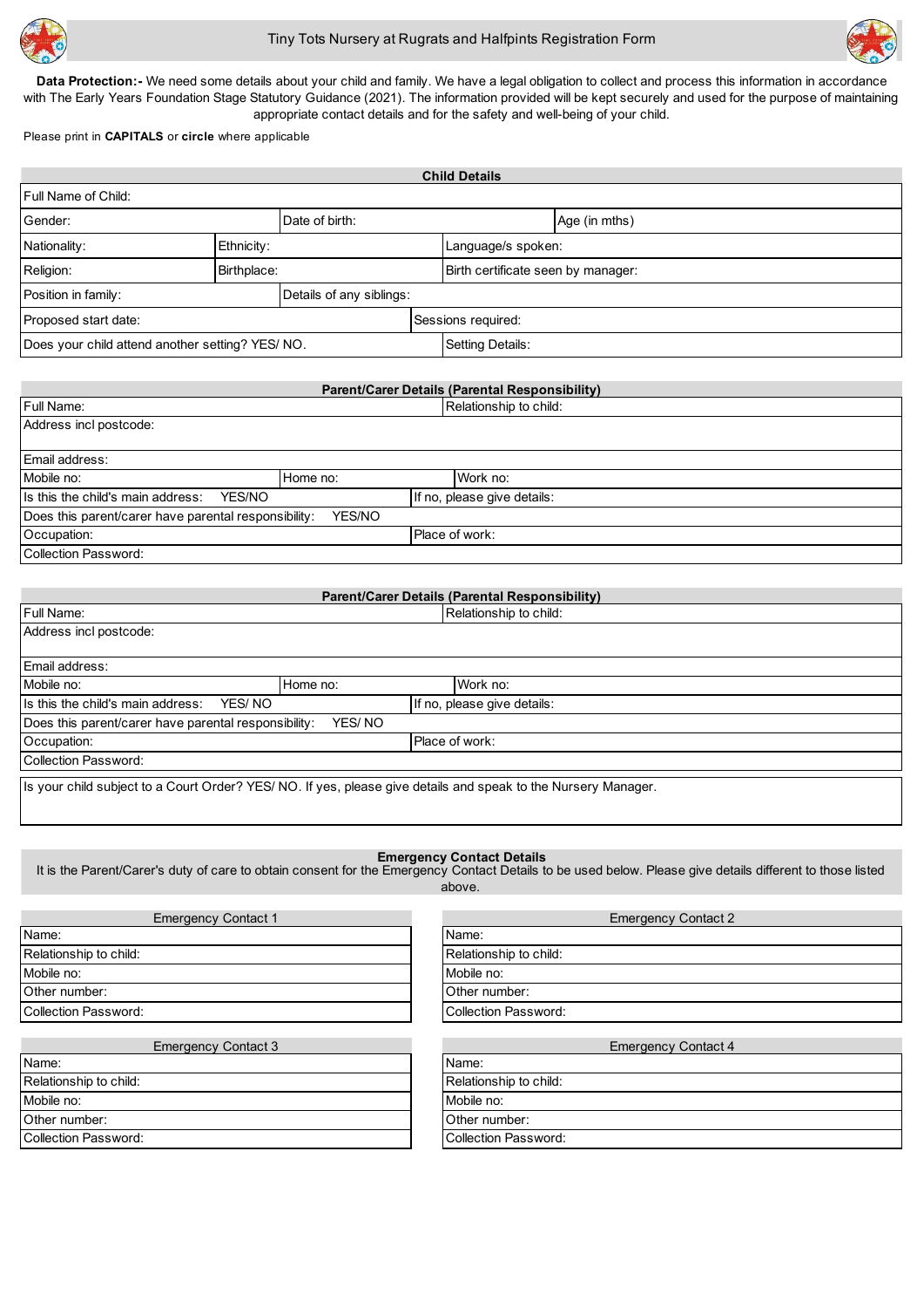# Tiny Tots Nursery at Rugrats and Halfpints Registration Form

**Data Protection:-** We need some details about your child and family. We have a legal obligation to collect and process this information in accordance with The Early Years Foundation Stage Statutory Guidance (2021). The information provided will be kept securely and used for the purpose of maintaining appropriate contact details and for the safety and well-being of your child.

Please print in **CAPITALS** or **circle** where applicable

## Child Details

| | | |
|---|---|---|
| Full Name of Child: | | |
| Gender: | Date of birth: | Age (in mths) |
| Nationality: | Ethnicity: | Language/s spoken: |
| Religion: | Birthplace: | Birth certificate seen by manager: |
| Position in family: | Details of any siblings: | |
| Proposed start date: | Sessions required: | |
| Does your child attend another setting? YES/ NO. | Setting Details: | |

## Parent/Carer Details (Parental Responsibility)

| | | |
|---|---|---|
| Full Name: | Relationship to child: | |
| Address incl postcode: | | |
| Email address: | | |
| Mobile no: | Home no: | Work no: |
| Is this the child's main address: YES/NO | If no, please give details: | |
| Does this parent/carer have parental responsibility: YES/NO | | |
| Occupation: | Place of work: | |
| Collection Password: | | |

## Parent/Carer Details (Parental Responsibility)

| | | |
|---|---|---|
| Full Name: | Relationship to child: | |
| Address incl postcode: | | |
| Email address: | | |
| Mobile no: | Home no: | Work no: |
| Is this the child's main address: YES/ NO | If no, please give details: | |
| Does this parent/carer have parental responsibility: YES/ NO | | |
| Occupation: | Place of work: | |
| Collection Password: | | |

Is your child subject to a Court Order? YES/ NO. If yes, please give details and speak to the Nursery Manager.

## Emergency Contact Details

It is the Parent/Carer's duty of care to obtain consent for the Emergency Contact Details to be used below. Please give details different to those listed above.

| Emergency Contact 1 | Emergency Contact 2 |
|---|---|
| Name: | Name: |
| Relationship to child: | Relationship to child: |
| Mobile no: | Mobile no: |
| Other number: | Other number: |
| Collection Password: | Collection Password: |

| Emergency Contact 3 | Emergency Contact 4 |
|---|---|
| Name: | Name: |
| Relationship to child: | Relationship to child: |
| Mobile no: | Mobile no: |
| Other number: | Other number: |
| Collection Password: | Collection Password: |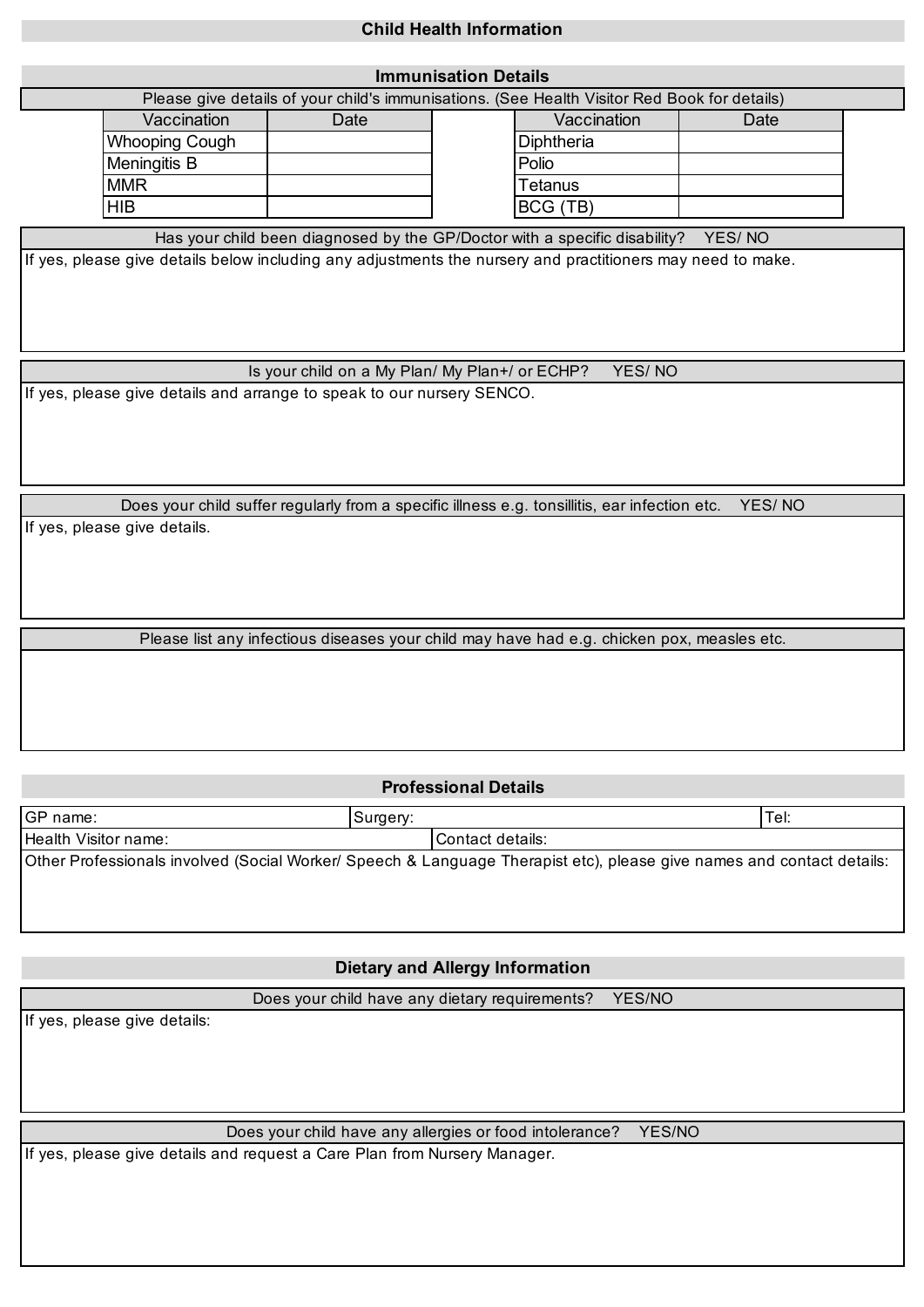## Child Health Information

### Immunisation Details

Please give details of your child's immunisations. (See Health Visitor Red Book for details)

| Vaccination | Date | Vaccination | Date |
|---|---|---|---|
| Whooping Cough | | Diphtheria | |
| Meningitis B | | Polio | |
| MMR | | Tetanus | |
| HIB | | BCG (TB) | |

Has your child been diagnosed by the GP/Doctor with a specific disability? YES/ NO

If yes, please give details below including any adjustments the nursery and practitioners may need to make.

Is your child on a My Plan/ My Plan+/ or ECHP? YES/ NO

If yes, please give details and arrange to speak to our nursery SENCO.

Does your child suffer regularly from a specific illness e.g. tonsillitis, ear infection etc. YES/ NO

If yes, please give details.

Please list any infectious diseases your child may have had e.g. chicken pox, measles etc.

### Professional Details

| GP name: | Surgery: | Tel: |
|---|---|---|
| Health Visitor name: | Contact details: | |

Other Professionals involved (Social Worker/ Speech & Language Therapist etc), please give names and contact details:

### Dietary and Allergy Information

Does your child have any dietary requirements? YES/NO

If yes, please give details:

Does your child have any allergies or food intolerance? YES/NO

If yes, please give details and request a Care Plan from Nursery Manager.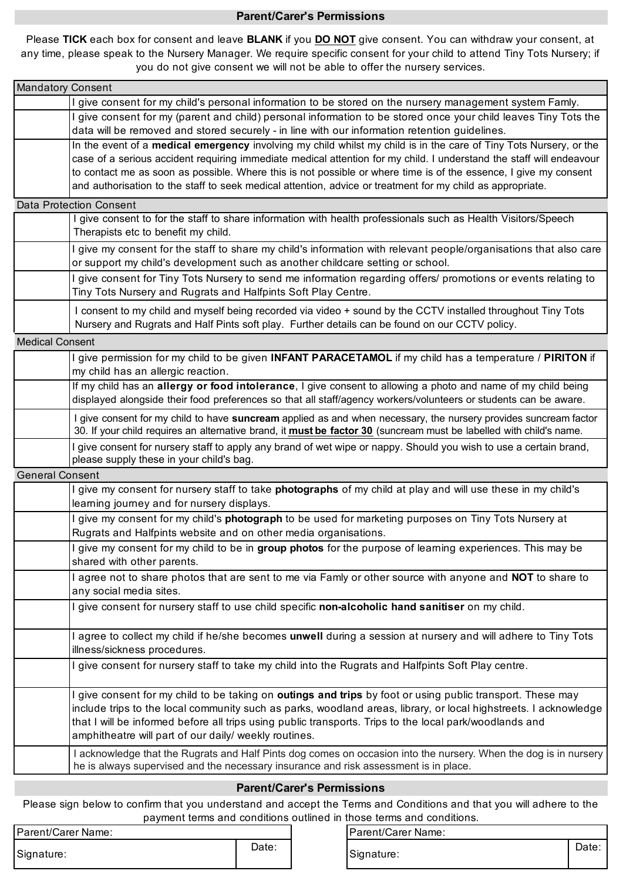## Parent/Carer's Permissions

Please **TICK** each box for consent and leave **BLANK** if you **DO NOT** give consent. You can withdraw your consent, at any time, please speak to the Nursery Manager. We require specific consent for your child to attend Tiny Tots Nursery; if you do not give consent we will not be able to offer the nursery services.

| | |
|---|---|
| **Mandatory Consent** | |
| | I give consent for my child's personal information to be stored on the nursery management system Famly. |
| | I give consent for my (parent and child) personal information to be stored once your child leaves Tiny Tots the data will be removed and stored securely - in line with our information retention guidelines. |
| | In the event of a **medical emergency** involving my child whilst my child is in the care of Tiny Tots Nursery, or the case of a serious accident requiring immediate medical attention for my child. I understand the staff will endeavour to contact me as soon as possible. Where this is not possible or where time is of the essence, I give my consent and authorisation to the staff to seek medical attention, advice or treatment for my child as appropriate. |
| **Data Protection Consent** | |
| | I give consent to for the staff to share information with health professionals such as Health Visitors/Speech Therapists etc to benefit my child. |
| | I give my consent for the staff to share my child's information with relevant people/organisations that also care or support my child's development such as another childcare setting or school. |
| | I give consent for Tiny Tots Nursery to send me information regarding offers/ promotions or events relating to Tiny Tots Nursery and Rugrats and Halfpints Soft Play Centre. |
| | I consent to my child and myself being recorded via video + sound by the CCTV installed throughout Tiny Tots Nursery and Rugrats and Half Pints soft play. Further details can be found on our CCTV policy. |
| **Medical Consent** | |
| | I give permission for my child to be given **INFANT PARACETAMOL** if my child has a temperature / **PIRITON** if my child has an allergic reaction. |
| | If my child has an **allergy or food intolerance**, I give consent to allowing a photo and name of my child being displayed alongside their food preferences so that all staff/agency workers/volunteers or students can be aware. |
| | I give consent for my child to have **suncream** applied as and when necessary, the nursery provides suncream factor 30. If your child requires an alternative brand, it **must be factor 30** (suncream must be labelled with child's name. |
| | I give consent for nursery staff to apply any brand of wet wipe or nappy. Should you wish to use a certain brand, please supply these in your child's bag. |
| **General Consent** | |
| | I give my consent for nursery staff to take **photographs** of my child at play and will use these in my child's learning journey and for nursery displays. |
| | I give my consent for my child's **photograph** to be used for marketing purposes on Tiny Tots Nursery at Rugrats and Halfpints website and on other media organisations. |
| | I give my consent for my child to be in **group photos** for the purpose of learning experiences. This may be shared with other parents. |
| | I agree not to share photos that are sent to me via Famly or other source with anyone and **NOT** to share to any social media sites. |
| | I give consent for nursery staff to use child specific **non-alcoholic hand sanitiser** on my child. |
| | I agree to collect my child if he/she becomes **unwell** during a session at nursery and will adhere to Tiny Tots illness/sickness procedures. |
| | I give consent for nursery staff to take my child into the Rugrats and Halfpints Soft Play centre. |
| | I give consent for my child to be taking on **outings and trips** by foot or using public transport. These may include trips to the local community such as parks, woodland areas, library, or local highstreets. I acknowledge that I will be informed before all trips using public transports. Trips to the local park/woodlands and amphitheatre will part of our daily/ weekly routines. |
| | I acknowledge that the Rugrats and Half Pints dog comes on occasion into the nursery. When the dog is in nursery he is always supervised and the necessary insurance and risk assessment is in place. |

## Parent/Carer's Permissions

Please sign below to confirm that you understand and accept the Terms and Conditions and that you will adhere to the payment terms and conditions outlined in those terms and conditions.

| Parent/Carer Name: | | Parent/Carer Name: | |
|---|---|---|---|
| Signature: | Date: | Signature: | Date: |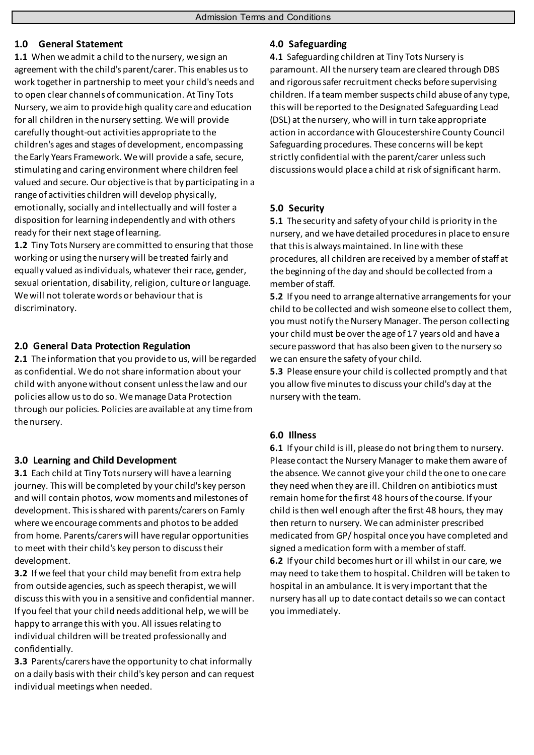# Admission Terms and Conditions

## 1.0 General Statement

**1.1** When we admit a child to the nursery, we sign an agreement with the child's parent/carer. This enables us to work together in partnership to meet your child's needs and to open clear channels of communication. At Tiny Tots Nursery, we aim to provide high quality care and education for all children in the nursery setting. We will provide carefully thought-out activities appropriate to the children's ages and stages of development, encompassing the Early Years Framework. We will provide a safe, secure, stimulating and caring environment where children feel valued and secure. Our objective is that by participating in a range of activities children will develop physically, emotionally, socially and intellectually and will foster a disposition for learning independently and with others ready for their next stage of learning.

**1.2** Tiny Tots Nursery are committed to ensuring that those working or using the nursery will be treated fairly and equally valued as individuals, whatever their race, gender, sexual orientation, disability, religion, culture or language. We will not tolerate words or behaviour that is discriminatory.

## 2.0 General Data Protection Regulation

**2.1** The information that you provide to us, will be regarded as confidential. We do not share information about your child with anyone without consent unless the law and our policies allow us to do so. We manage Data Protection through our policies. Policies are available at any time from the nursery.

## 3.0 Learning and Child Development

**3.1** Each child at Tiny Tots nursery will have a learning journey. This will be completed by your child's key person and will contain photos, wow moments and milestones of development. This is shared with parents/carers on Famly where we encourage comments and photos to be added from home. Parents/carers will have regular opportunities to meet with their child's key person to discuss their development.

**3.2** If we feel that your child may benefit from extra help from outside agencies, such as speech therapist, we will discuss this with you in a sensitive and confidential manner. If you feel that your child needs additional help, we will be happy to arrange this with you. All issues relating to individual children will be treated professionally and confidentially.

**3.3** Parents/carers have the opportunity to chat informally on a daily basis with their child's key person and can request individual meetings when needed.

## 4.0 Safeguarding

**4.1** Safeguarding children at Tiny Tots Nursery is paramount. All the nursery team are cleared through DBS and rigorous safer recruitment checks before supervising children. If a team member suspects child abuse of any type, this will be reported to the Designated Safeguarding Lead (DSL) at the nursery, who will in turn take appropriate action in accordance with Gloucestershire County Council Safeguarding procedures. These concerns will be kept strictly confidential with the parent/carer unless such discussions would place a child at risk of significant harm.

## 5.0 Security

**5.1** The security and safety of your child is priority in the nursery, and we have detailed procedures in place to ensure that this is always maintained. In line with these procedures, all children are received by a member of staff at the beginning of the day and should be collected from a member of staff.

**5.2** If you need to arrange alternative arrangements for your child to be collected and wish someone else to collect them, you must notify the Nursery Manager. The person collecting your child must be over the age of 17 years old and have a secure password that has also been given to the nursery so we can ensure the safety of your child.

**5.3** Please ensure your child is collected promptly and that you allow five minutes to discuss your child's day at the nursery with the team.

## 6.0 Illness

**6.1** If your child is ill, please do not bring them to nursery. Please contact the Nursery Manager to make them aware of the absence. We cannot give your child the one to one care they need when they are ill. Children on antibiotics must remain home for the first 48 hours of the course. If your child is then well enough after the first 48 hours, they may then return to nursery. We can administer prescribed medicated from GP/ hospital once you have completed and signed a medication form with a member of staff.

**6.2** If your child becomes hurt or ill whilst in our care, we may need to take them to hospital. Children will be taken to hospital in an ambulance. It is very important that the nursery has all up to date contact details so we can contact you immediately.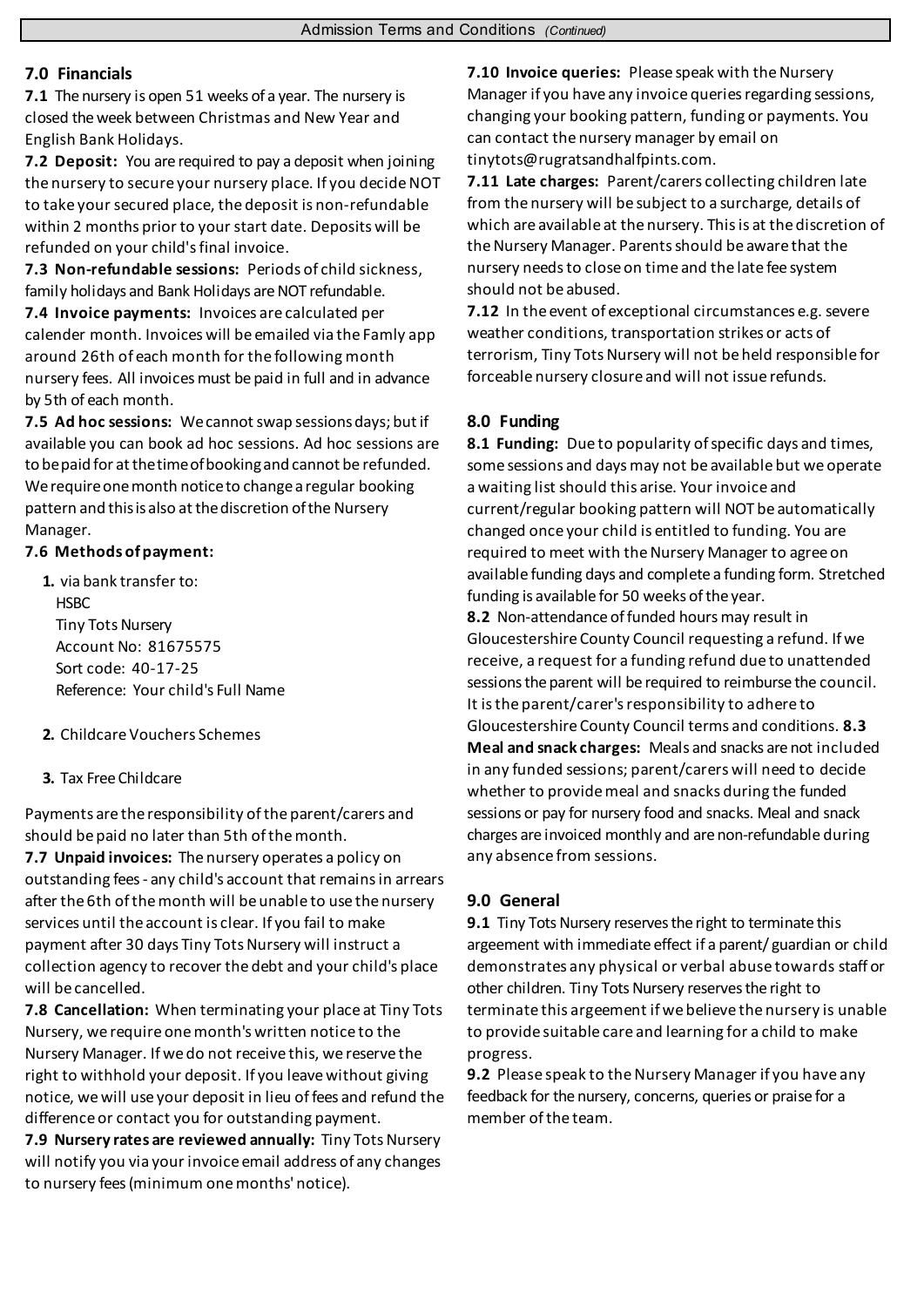## 7.0 Financials

**7.1** The nursery is open 51 weeks of a year. The nursery is closed the week between Christmas and New Year and English Bank Holidays.

**7.2 Deposit:** You are required to pay a deposit when joining the nursery to secure your nursery place. If you decide NOT to take your secured place, the deposit is non-refundable within 2 months prior to your start date. Deposits will be refunded on your child's final invoice.

**7.3 Non-refundable sessions:** Periods of child sickness, family holidays and Bank Holidays are NOT refundable.

**7.4 Invoice payments:** Invoices are calculated per calender month. Invoices will be emailed via the Famly app around 26th of each month for the following month nursery fees. All invoices must be paid in full and in advance by 5th of each month.

**7.5 Ad hoc sessions:** We cannot swap sessions days; but if available you can book ad hoc sessions. Ad hoc sessions are to be paid for at the time of booking and cannot be refunded. We require one month notice to change a regular booking pattern and this is also at the discretion of the Nursery Manager.

**7.6 Methods of payment:**

1. via bank transfer to:
   HSBC
   Tiny Tots Nursery
   Account No: 81675575
   Sort code: 40-17-25
   Reference: Your child's Full Name

2. Childcare Vouchers Schemes

3. Tax Free Childcare

Payments are the responsibility of the parent/carers and should be paid no later than 5th of the month.

**7.7 Unpaid invoices:** The nursery operates a policy on outstanding fees - any child's account that remains in arrears after the 6th of the month will be unable to use the nursery services until the account is clear. If you fail to make payment after 30 days Tiny Tots Nursery will instruct a collection agency to recover the debt and your child's place will be cancelled.

**7.8 Cancellation:** When terminating your place at Tiny Tots Nursery, we require one month's written notice to the Nursery Manager. If we do not receive this, we reserve the right to withhold your deposit. If you leave without giving notice, we will use your deposit in lieu of fees and refund the difference or contact you for outstanding payment.

**7.9 Nursery rates are reviewed annually:** Tiny Tots Nursery will notify you via your invoice email address of any changes to nursery fees (minimum one months' notice).

**7.10 Invoice queries:** Please speak with the Nursery Manager if you have any invoice queries regarding sessions, changing your booking pattern, funding or payments. You can contact the nursery manager by email on tinytots@rugratsandhalfpints.com.

**7.11 Late charges:** Parent/carers collecting children late from the nursery will be subject to a surcharge, details of which are available at the nursery. This is at the discretion of the Nursery Manager. Parents should be aware that the nursery needs to close on time and the late fee system should not be abused.

**7.12** In the event of exceptional circumstances e.g. severe weather conditions, transportation strikes or acts of terrorism, Tiny Tots Nursery will not be held responsible for forceable nursery closure and will not issue refunds.

## 8.0 Funding

**8.1 Funding:** Due to popularity of specific days and times, some sessions and days may not be available but we operate a waiting list should this arise. Your invoice and current/regular booking pattern will NOT be automatically changed once your child is entitled to funding. You are required to meet with the Nursery Manager to agree on available funding days and complete a funding form. Stretched funding is available for 50 weeks of the year.

**8.2** Non-attendance of funded hours may result in Gloucestershire County Council requesting a refund. If we receive, a request for a funding refund due to unattended sessions the parent will be required to reimburse the council. It is the parent/carer's responsibility to adhere to Gloucestershire County Council terms and conditions.

**8.3 Meal and snack charges:** Meals and snacks are not included in any funded sessions; parent/carers will need to decide whether to provide meal and snacks during the funded sessions or pay for nursery food and snacks. Meal and snack charges are invoiced monthly and are non-refundable during any absence from sessions.

## 9.0 General

**9.1** Tiny Tots Nursery reserves the right to terminate this argeement with immediate effect if a parent/ guardian or child demonstrates any physical or verbal abuse towards staff or other children. Tiny Tots Nursery reserves the right to terminate this argeement if we believe the nursery is unable to provide suitable care and learning for a child to make progress.

**9.2** Please speak to the Nursery Manager if you have any feedback for the nursery, concerns, queries or praise for a member of the team.